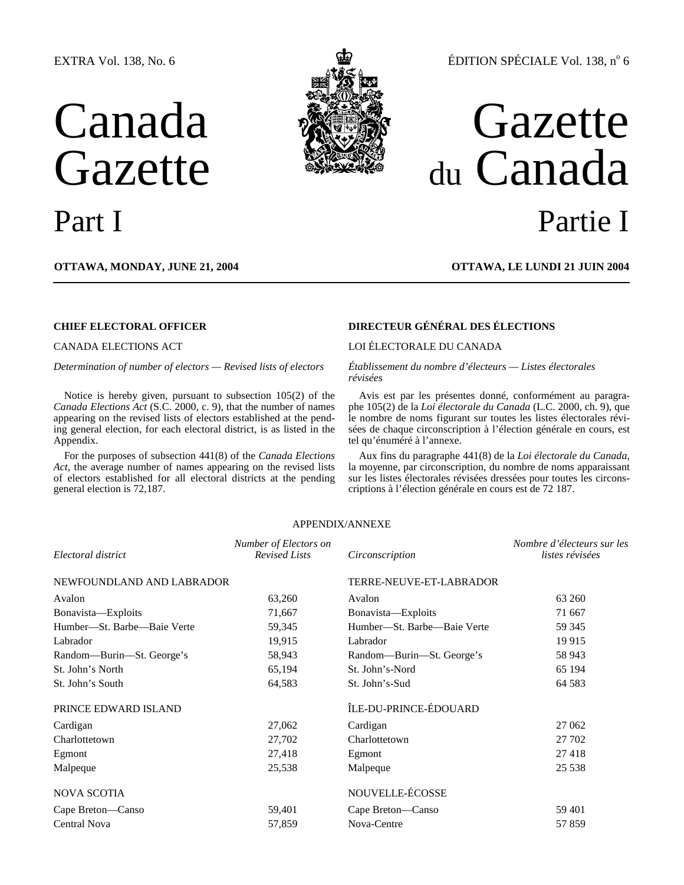EXTRA Vol. 138, No. 6 — ÉDITION SPÉCIALE Vol. 138, nº 6

# Canada Gazette Part I

# Gazette du Canada Partie I

**OTTAWA, MONDAY, JUNE 21, 2004**

**OTTAWA, LE LUNDI 21 JUIN 2004**

**CHIEF ELECTORAL OFFICER**

CANADA ELECTIONS ACT

*Determination of number of electors — Revised lists of electors*

Notice is hereby given, pursuant to subsection 105(2) of the *Canada Elections Act* (S.C. 2000, c. 9), that the number of names appearing on the revised lists of electors established at the pending general election, for each electoral district, is as listed in the Appendix.

For the purposes of subsection 441(8) of the *Canada Elections Act*, the average number of names appearing on the revised lists of electors established for all electoral districts at the pending general election is 72,187.

**DIRECTEUR GÉNÉRAL DES ÉLECTIONS**

LOI ÉLECTORALE DU CANADA

*Établissement du nombre d'électeurs — Listes électorales révisées*

Avis est par les présentes donné, conformément au paragraphe 105(2) de la *Loi électorale du Canada* (L.C. 2000, ch. 9), que le nombre de noms figurant sur toutes les listes électorales révisées de chaque circonscription à l'élection générale en cours, est tel qu'énuméré à l'annexe.

Aux fins du paragraphe 441(8) de la *Loi électorale du Canada*, la moyenne, par circonscription, du nombre de noms apparaissant sur les listes électorales révisées dressées pour toutes les circonscriptions à l'élection générale en cours est de 72 187.

APPENDIX/ANNEXE

| *Electoral district* | *Number of Electors on Revised Lists* | *Circonscription* | *Nombre d'électeurs sur les listes révisées* |
|---|---|---|---|
| NEWFOUNDLAND AND LABRADOR | | TERRE-NEUVE-ET-LABRADOR | |
| Avalon | 63,260 | Avalon | 63 260 |
| Bonavista—Exploits | 71,667 | Bonavista—Exploits | 71 667 |
| Humber—St. Barbe—Baie Verte | 59,345 | Humber—St. Barbe—Baie Verte | 59 345 |
| Labrador | 19,915 | Labrador | 19 915 |
| Random—Burin—St. George's | 58,943 | Random—Burin—St. George's | 58 943 |
| St. John's North | 65,194 | St. John's-Nord | 65 194 |
| St. John's South | 64,583 | St. John's-Sud | 64 583 |
| PRINCE EDWARD ISLAND | | ÎLE-DU-PRINCE-ÉDOUARD | |
| Cardigan | 27,062 | Cardigan | 27 062 |
| Charlottetown | 27,702 | Charlottetown | 27 702 |
| Egmont | 27,418 | Egmont | 27 418 |
| Malpeque | 25,538 | Malpeque | 25 538 |
| NOVA SCOTIA | | NOUVELLE-ÉCOSSE | |
| Cape Breton—Canso | 59,401 | Cape Breton—Canso | 59 401 |
| Central Nova | 57,859 | Nova-Centre | 57 859 |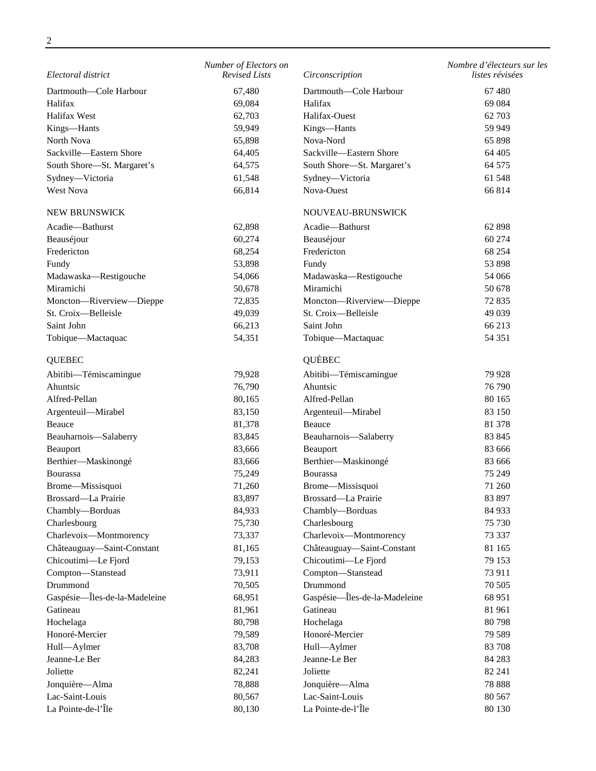| Electoral district | Number of Electors on Revised Lists | Circonscription | Nombre d'électeurs sur les listes révisées |
|---|---|---|---|
| Dartmouth—Cole Harbour | 67,480 | Dartmouth—Cole Harbour | 67 480 |
| Halifax | 69,084 | Halifax | 69 084 |
| Halifax West | 62,703 | Halifax-Ouest | 62 703 |
| Kings—Hants | 59,949 | Kings—Hants | 59 949 |
| North Nova | 65,898 | Nova-Nord | 65 898 |
| Sackville—Eastern Shore | 64,405 | Sackville—Eastern Shore | 64 405 |
| South Shore—St. Margaret's | 64,575 | South Shore—St. Margaret's | 64 575 |
| Sydney—Victoria | 61,548 | Sydney—Victoria | 61 548 |
| West Nova | 66,814 | Nova-Ouest | 66 814 |
| NEW BRUNSWICK | | NOUVEAU-BRUNSWICK | |
| Acadie—Bathurst | 62,898 | Acadie—Bathurst | 62 898 |
| Beauséjour | 60,274 | Beauséjour | 60 274 |
| Fredericton | 68,254 | Fredericton | 68 254 |
| Fundy | 53,898 | Fundy | 53 898 |
| Madawaska—Restigouche | 54,066 | Madawaska—Restigouche | 54 066 |
| Miramichi | 50,678 | Miramichi | 50 678 |
| Moncton—Riverview—Dieppe | 72,835 | Moncton—Riverview—Dieppe | 72 835 |
| St. Croix—Belleisle | 49,039 | St. Croix—Belleisle | 49 039 |
| Saint John | 66,213 | Saint John | 66 213 |
| Tobique—Mactaquac | 54,351 | Tobique—Mactaquac | 54 351 |
| QUEBEC | | QUÉBEC | |
| Abitibi—Témiscamingue | 79,928 | Abitibi—Témiscamingue | 79 928 |
| Ahuntsic | 76,790 | Ahuntsic | 76 790 |
| Alfred-Pellan | 80,165 | Alfred-Pellan | 80 165 |
| Argenteuil—Mirabel | 83,150 | Argenteuil—Mirabel | 83 150 |
| Beauce | 81,378 | Beauce | 81 378 |
| Beauharnois—Salaberry | 83,845 | Beauharnois—Salaberry | 83 845 |
| Beauport | 83,666 | Beauport | 83 666 |
| Berthier—Maskinongé | 83,666 | Berthier—Maskinongé | 83 666 |
| Bourassa | 75,249 | Bourassa | 75 249 |
| Brome—Missisquoi | 71,260 | Brome—Missisquoi | 71 260 |
| Brossard—La Prairie | 83,897 | Brossard—La Prairie | 83 897 |
| Chambly—Borduas | 84,933 | Chambly—Borduas | 84 933 |
| Charlesbourg | 75,730 | Charlesbourg | 75 730 |
| Charlevoix—Montmorency | 73,337 | Charlevoix—Montmorency | 73 337 |
| Châteauguay—Saint-Constant | 81,165 | Châteauguay—Saint-Constant | 81 165 |
| Chicoutimi—Le Fjord | 79,153 | Chicoutimi—Le Fjord | 79 153 |
| Compton—Stanstead | 73,911 | Compton—Stanstead | 73 911 |
| Drummond | 70,505 | Drummond | 70 505 |
| Gaspésie—Îles-de-la-Madeleine | 68,951 | Gaspésie—Îles-de-la-Madeleine | 68 951 |
| Gatineau | 81,961 | Gatineau | 81 961 |
| Hochelaga | 80,798 | Hochelaga | 80 798 |
| Honoré-Mercier | 79,589 | Honoré-Mercier | 79 589 |
| Hull—Aylmer | 83,708 | Hull—Aylmer | 83 708 |
| Jeanne-Le Ber | 84,283 | Jeanne-Le Ber | 84 283 |
| Joliette | 82,241 | Joliette | 82 241 |
| Jonquière—Alma | 78,888 | Jonquière—Alma | 78 888 |
| Lac-Saint-Louis | 80,567 | Lac-Saint-Louis | 80 567 |
| La Pointe-de-l'Île | 80,130 | La Pointe-de-l'Île | 80 130 |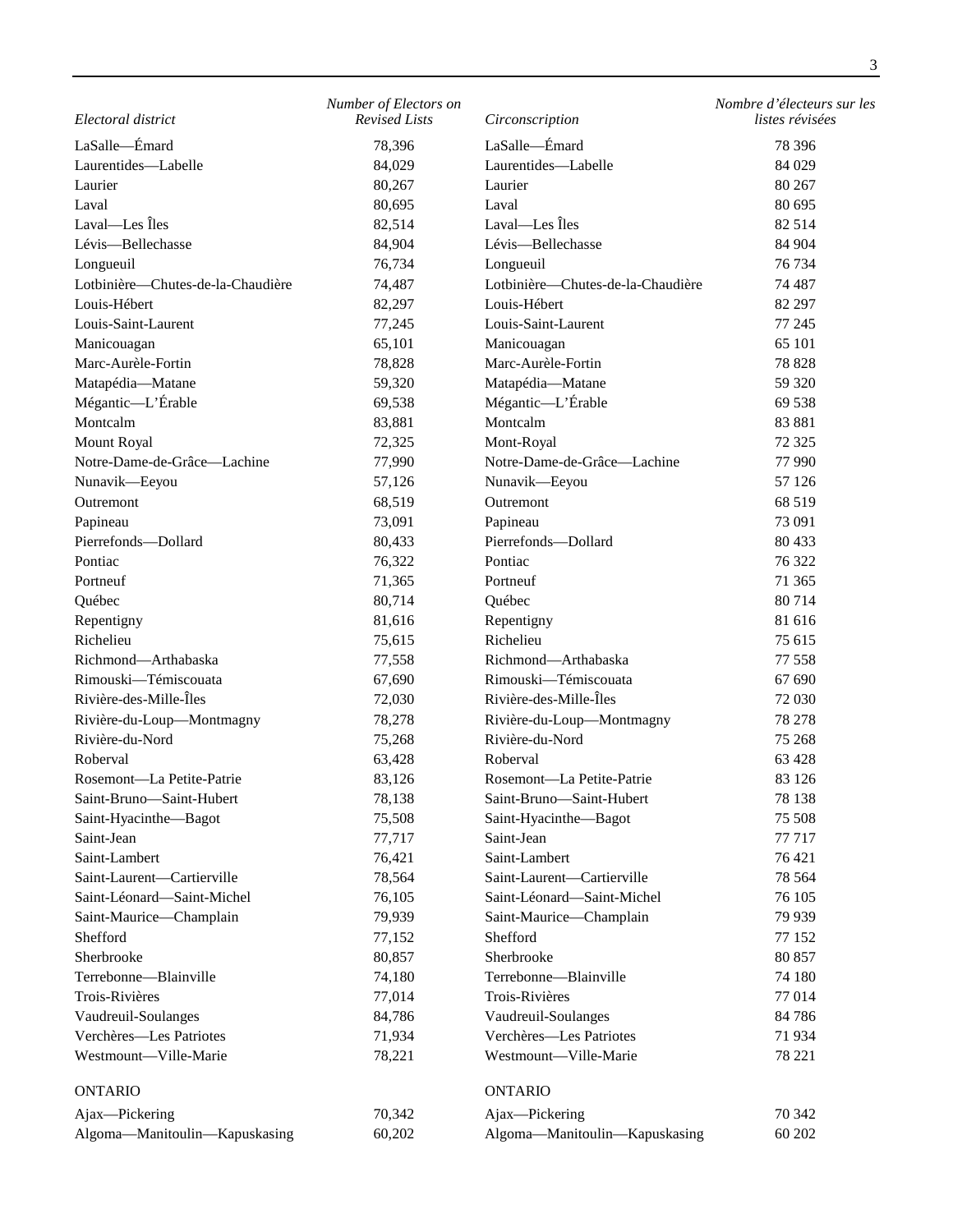| Electoral district | Number of Electors on Revised Lists | Circonscription | Nombre d'électeurs sur les listes révisées |
|---|---|---|---|
| LaSalle—Émard | 78,396 | LaSalle—Émard | 78 396 |
| Laurentides—Labelle | 84,029 | Laurentides—Labelle | 84 029 |
| Laurier | 80,267 | Laurier | 80 267 |
| Laval | 80,695 | Laval | 80 695 |
| Laval—Les Îles | 82,514 | Laval—Les Îles | 82 514 |
| Lévis—Bellechasse | 84,904 | Lévis—Bellechasse | 84 904 |
| Longueuil | 76,734 | Longueuil | 76 734 |
| Lotbinière—Chutes-de-la-Chaudière | 74,487 | Lotbinière—Chutes-de-la-Chaudière | 74 487 |
| Louis-Hébert | 82,297 | Louis-Hébert | 82 297 |
| Louis-Saint-Laurent | 77,245 | Louis-Saint-Laurent | 77 245 |
| Manicouagan | 65,101 | Manicouagan | 65 101 |
| Marc-Aurèle-Fortin | 78,828 | Marc-Aurèle-Fortin | 78 828 |
| Matapédia—Matane | 59,320 | Matapédia—Matane | 59 320 |
| Mégantic—L'Érable | 69,538 | Mégantic—L'Érable | 69 538 |
| Montcalm | 83,881 | Montcalm | 83 881 |
| Mount Royal | 72,325 | Mont-Royal | 72 325 |
| Notre-Dame-de-Grâce—Lachine | 77,990 | Notre-Dame-de-Grâce—Lachine | 77 990 |
| Nunavik—Eeyou | 57,126 | Nunavik—Eeyou | 57 126 |
| Outremont | 68,519 | Outremont | 68 519 |
| Papineau | 73,091 | Papineau | 73 091 |
| Pierrefonds—Dollard | 80,433 | Pierrefonds—Dollard | 80 433 |
| Pontiac | 76,322 | Pontiac | 76 322 |
| Portneuf | 71,365 | Portneuf | 71 365 |
| Québec | 80,714 | Québec | 80 714 |
| Repentigny | 81,616 | Repentigny | 81 616 |
| Richelieu | 75,615 | Richelieu | 75 615 |
| Richmond—Arthabaska | 77,558 | Richmond—Arthabaska | 77 558 |
| Rimouski—Témiscouata | 67,690 | Rimouski—Témiscouata | 67 690 |
| Rivière-des-Mille-Îles | 72,030 | Rivière-des-Mille-Îles | 72 030 |
| Rivière-du-Loup—Montmagny | 78,278 | Rivière-du-Loup—Montmagny | 78 278 |
| Rivière-du-Nord | 75,268 | Rivière-du-Nord | 75 268 |
| Roberval | 63,428 | Roberval | 63 428 |
| Rosemont—La Petite-Patrie | 83,126 | Rosemont—La Petite-Patrie | 83 126 |
| Saint-Bruno—Saint-Hubert | 78,138 | Saint-Bruno—Saint-Hubert | 78 138 |
| Saint-Hyacinthe—Bagot | 75,508 | Saint-Hyacinthe—Bagot | 75 508 |
| Saint-Jean | 77,717 | Saint-Jean | 77 717 |
| Saint-Lambert | 76,421 | Saint-Lambert | 76 421 |
| Saint-Laurent—Cartierville | 78,564 | Saint-Laurent—Cartierville | 78 564 |
| Saint-Léonard—Saint-Michel | 76,105 | Saint-Léonard—Saint-Michel | 76 105 |
| Saint-Maurice—Champlain | 79,939 | Saint-Maurice—Champlain | 79 939 |
| Shefford | 77,152 | Shefford | 77 152 |
| Sherbrooke | 80,857 | Sherbrooke | 80 857 |
| Terrebonne—Blainville | 74,180 | Terrebonne—Blainville | 74 180 |
| Trois-Rivières | 77,014 | Trois-Rivières | 77 014 |
| Vaudreuil-Soulanges | 84,786 | Vaudreuil-Soulanges | 84 786 |
| Verchères—Les Patriotes | 71,934 | Verchères—Les Patriotes | 71 934 |
| Westmount—Ville-Marie | 78,221 | Westmount—Ville-Marie | 78 221 |
| ONTARIO | | ONTARIO | |
| Ajax—Pickering | 70,342 | Ajax—Pickering | 70 342 |
| Algoma—Manitoulin—Kapuskasing | 60,202 | Algoma—Manitoulin—Kapuskasing | 60 202 |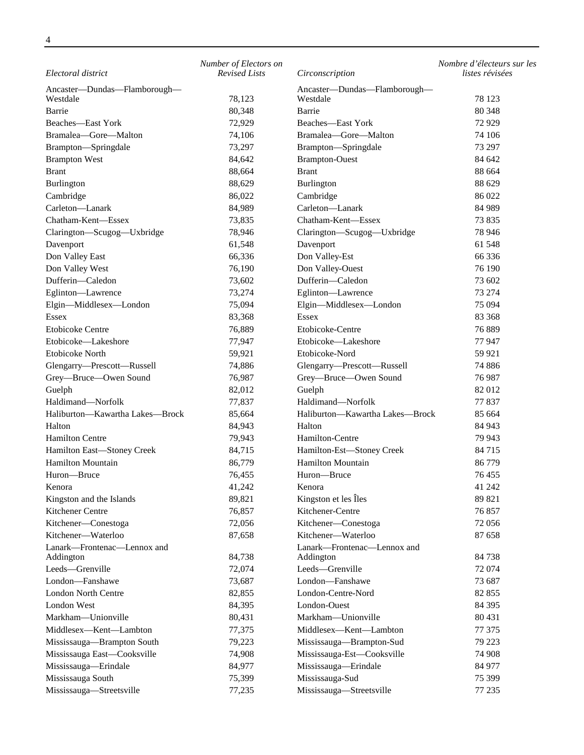| *Electoral district* | *Number of Electors on Revised Lists* | *Circonscription* | *Nombre d'électeurs sur les listes révisées* |
|---|---|---|---|
| Ancaster—Dundas—Flamborough—Westdale | 78,123 | Ancaster—Dundas—Flamborough—Westdale | 78 123 |
| Barrie | 80,348 | Barrie | 80 348 |
| Beaches—East York | 72,929 | Beaches—East York | 72 929 |
| Bramalea—Gore—Malton | 74,106 | Bramalea—Gore—Malton | 74 106 |
| Brampton—Springdale | 73,297 | Brampton—Springdale | 73 297 |
| Brampton West | 84,642 | Brampton-Ouest | 84 642 |
| Brant | 88,664 | Brant | 88 664 |
| Burlington | 88,629 | Burlington | 88 629 |
| Cambridge | 86,022 | Cambridge | 86 022 |
| Carleton—Lanark | 84,989 | Carleton—Lanark | 84 989 |
| Chatham-Kent—Essex | 73,835 | Chatham-Kent—Essex | 73 835 |
| Clarington—Scugog—Uxbridge | 78,946 | Clarington—Scugog—Uxbridge | 78 946 |
| Davenport | 61,548 | Davenport | 61 548 |
| Don Valley East | 66,336 | Don Valley-Est | 66 336 |
| Don Valley West | 76,190 | Don Valley-Ouest | 76 190 |
| Dufferin—Caledon | 73,602 | Dufferin—Caledon | 73 602 |
| Eglinton—Lawrence | 73,274 | Eglinton—Lawrence | 73 274 |
| Elgin—Middlesex—London | 75,094 | Elgin—Middlesex—London | 75 094 |
| Essex | 83,368 | Essex | 83 368 |
| Etobicoke Centre | 76,889 | Etobicoke-Centre | 76 889 |
| Etobicoke—Lakeshore | 77,947 | Etobicoke—Lakeshore | 77 947 |
| Etobicoke North | 59,921 | Etobicoke-Nord | 59 921 |
| Glengarry—Prescott—Russell | 74,886 | Glengarry—Prescott—Russell | 74 886 |
| Grey—Bruce—Owen Sound | 76,987 | Grey—Bruce—Owen Sound | 76 987 |
| Guelph | 82,012 | Guelph | 82 012 |
| Haldimand—Norfolk | 77,837 | Haldimand—Norfolk | 77 837 |
| Haliburton—Kawartha Lakes—Brock | 85,664 | Haliburton—Kawartha Lakes—Brock | 85 664 |
| Halton | 84,943 | Halton | 84 943 |
| Hamilton Centre | 79,943 | Hamilton-Centre | 79 943 |
| Hamilton East—Stoney Creek | 84,715 | Hamilton-Est—Stoney Creek | 84 715 |
| Hamilton Mountain | 86,779 | Hamilton Mountain | 86 779 |
| Huron—Bruce | 76,455 | Huron—Bruce | 76 455 |
| Kenora | 41,242 | Kenora | 41 242 |
| Kingston and the Islands | 89,821 | Kingston et les Îles | 89 821 |
| Kitchener Centre | 76,857 | Kitchener-Centre | 76 857 |
| Kitchener—Conestoga | 72,056 | Kitchener—Conestoga | 72 056 |
| Kitchener—Waterloo | 87,658 | Kitchener—Waterloo | 87 658 |
| Lanark—Frontenac—Lennox and Addington | 84,738 | Lanark—Frontenac—Lennox and Addington | 84 738 |
| Leeds—Grenville | 72,074 | Leeds—Grenville | 72 074 |
| London—Fanshawe | 73,687 | London—Fanshawe | 73 687 |
| London North Centre | 82,855 | London-Centre-Nord | 82 855 |
| London West | 84,395 | London-Ouest | 84 395 |
| Markham—Unionville | 80,431 | Markham—Unionville | 80 431 |
| Middlesex—Kent—Lambton | 77,375 | Middlesex—Kent—Lambton | 77 375 |
| Mississauga—Brampton South | 79,223 | Mississauga—Brampton-Sud | 79 223 |
| Mississauga East—Cooksville | 74,908 | Mississauga-Est—Cooksville | 74 908 |
| Mississauga—Erindale | 84,977 | Mississauga—Erindale | 84 977 |
| Mississauga South | 75,399 | Mississauga-Sud | 75 399 |
| Mississauga—Streetsville | 77,235 | Mississauga—Streetsville | 77 235 |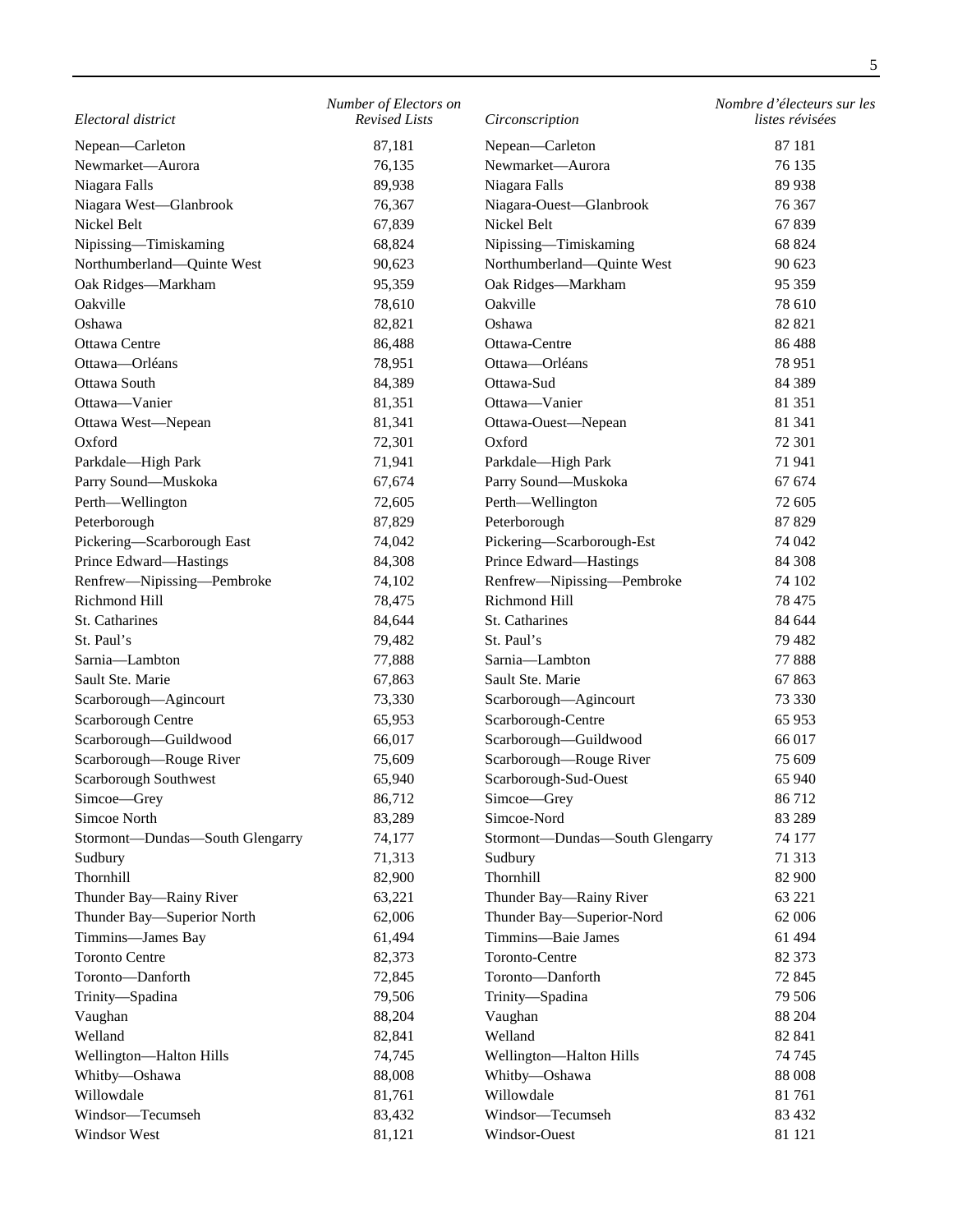| *Electoral district* | *Number of Electors on Revised Lists* | *Circonscription* | *Nombre d’électeurs sur les listes révisées* |
|---|---|---|---|
| Nepean—Carleton | 87,181 | Nepean—Carleton | 87 181 |
| Newmarket—Aurora | 76,135 | Newmarket—Aurora | 76 135 |
| Niagara Falls | 89,938 | Niagara Falls | 89 938 |
| Niagara West—Glanbrook | 76,367 | Niagara-Ouest—Glanbrook | 76 367 |
| Nickel Belt | 67,839 | Nickel Belt | 67 839 |
| Nipissing—Timiskaming | 68,824 | Nipissing—Timiskaming | 68 824 |
| Northumberland—Quinte West | 90,623 | Northumberland—Quinte West | 90 623 |
| Oak Ridges—Markham | 95,359 | Oak Ridges—Markham | 95 359 |
| Oakville | 78,610 | Oakville | 78 610 |
| Oshawa | 82,821 | Oshawa | 82 821 |
| Ottawa Centre | 86,488 | Ottawa-Centre | 86 488 |
| Ottawa—Orléans | 78,951 | Ottawa—Orléans | 78 951 |
| Ottawa South | 84,389 | Ottawa-Sud | 84 389 |
| Ottawa—Vanier | 81,351 | Ottawa—Vanier | 81 351 |
| Ottawa West—Nepean | 81,341 | Ottawa-Ouest—Nepean | 81 341 |
| Oxford | 72,301 | Oxford | 72 301 |
| Parkdale—High Park | 71,941 | Parkdale—High Park | 71 941 |
| Parry Sound—Muskoka | 67,674 | Parry Sound—Muskoka | 67 674 |
| Perth—Wellington | 72,605 | Perth—Wellington | 72 605 |
| Peterborough | 87,829 | Peterborough | 87 829 |
| Pickering—Scarborough East | 74,042 | Pickering—Scarborough-Est | 74 042 |
| Prince Edward—Hastings | 84,308 | Prince Edward—Hastings | 84 308 |
| Renfrew—Nipissing—Pembroke | 74,102 | Renfrew—Nipissing—Pembroke | 74 102 |
| Richmond Hill | 78,475 | Richmond Hill | 78 475 |
| St. Catharines | 84,644 | St. Catharines | 84 644 |
| St. Paul’s | 79,482 | St. Paul’s | 79 482 |
| Sarnia—Lambton | 77,888 | Sarnia—Lambton | 77 888 |
| Sault Ste. Marie | 67,863 | Sault Ste. Marie | 67 863 |
| Scarborough—Agincourt | 73,330 | Scarborough—Agincourt | 73 330 |
| Scarborough Centre | 65,953 | Scarborough-Centre | 65 953 |
| Scarborough—Guildwood | 66,017 | Scarborough—Guildwood | 66 017 |
| Scarborough—Rouge River | 75,609 | Scarborough—Rouge River | 75 609 |
| Scarborough Southwest | 65,940 | Scarborough-Sud-Ouest | 65 940 |
| Simcoe—Grey | 86,712 | Simcoe—Grey | 86 712 |
| Simcoe North | 83,289 | Simcoe-Nord | 83 289 |
| Stormont—Dundas—South Glengarry | 74,177 | Stormont—Dundas—South Glengarry | 74 177 |
| Sudbury | 71,313 | Sudbury | 71 313 |
| Thornhill | 82,900 | Thornhill | 82 900 |
| Thunder Bay—Rainy River | 63,221 | Thunder Bay—Rainy River | 63 221 |
| Thunder Bay—Superior North | 62,006 | Thunder Bay—Superior-Nord | 62 006 |
| Timmins—James Bay | 61,494 | Timmins—Baie James | 61 494 |
| Toronto Centre | 82,373 | Toronto-Centre | 82 373 |
| Toronto—Danforth | 72,845 | Toronto—Danforth | 72 845 |
| Trinity—Spadina | 79,506 | Trinity—Spadina | 79 506 |
| Vaughan | 88,204 | Vaughan | 88 204 |
| Welland | 82,841 | Welland | 82 841 |
| Wellington—Halton Hills | 74,745 | Wellington—Halton Hills | 74 745 |
| Whitby—Oshawa | 88,008 | Whitby—Oshawa | 88 008 |
| Willowdale | 81,761 | Willowdale | 81 761 |
| Windsor—Tecumseh | 83,432 | Windsor—Tecumseh | 83 432 |
| Windsor West | 81,121 | Windsor-Ouest | 81 121 |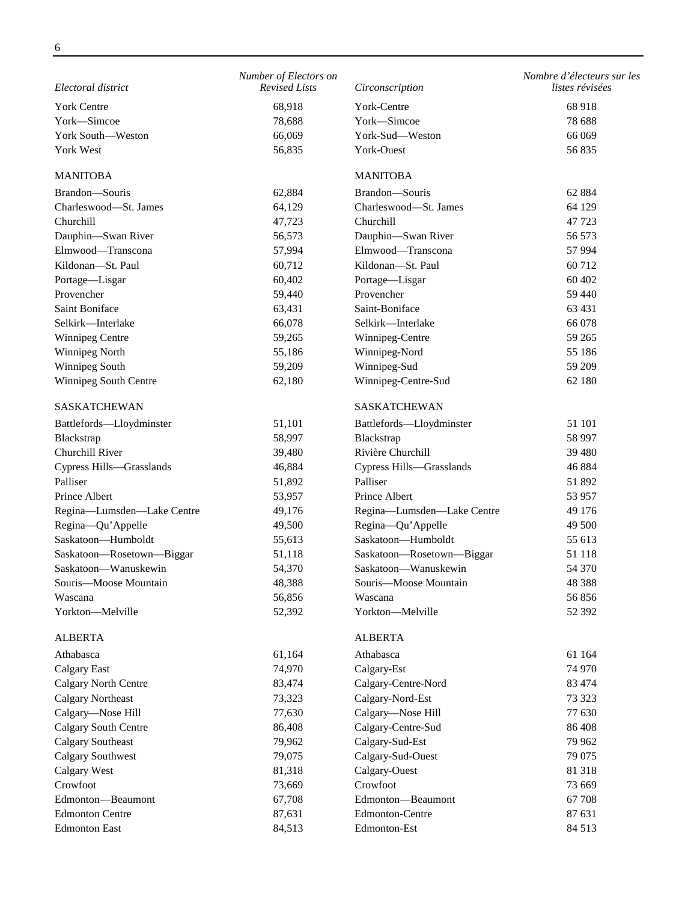| Electoral district | Number of Electors on Revised Lists | Circonscription | Nombre d'électeurs sur les listes révisées |
| --- | --- | --- | --- |
| York Centre | 68,918 | York-Centre | 68 918 |
| York—Simcoe | 78,688 | York—Simcoe | 78 688 |
| York South—Weston | 66,069 | York-Sud—Weston | 66 069 |
| York West | 56,835 | York-Ouest | 56 835 |
| MANITOBA | | MANITOBA | |
| Brandon—Souris | 62,884 | Brandon—Souris | 62 884 |
| Charleswood—St. James | 64,129 | Charleswood—St. James | 64 129 |
| Churchill | 47,723 | Churchill | 47 723 |
| Dauphin—Swan River | 56,573 | Dauphin—Swan River | 56 573 |
| Elmwood—Transcona | 57,994 | Elmwood—Transcona | 57 994 |
| Kildonan—St. Paul | 60,712 | Kildonan—St. Paul | 60 712 |
| Portage—Lisgar | 60,402 | Portage—Lisgar | 60 402 |
| Provencher | 59,440 | Provencher | 59 440 |
| Saint Boniface | 63,431 | Saint-Boniface | 63 431 |
| Selkirk—Interlake | 66,078 | Selkirk—Interlake | 66 078 |
| Winnipeg Centre | 59,265 | Winnipeg-Centre | 59 265 |
| Winnipeg North | 55,186 | Winnipeg-Nord | 55 186 |
| Winnipeg South | 59,209 | Winnipeg-Sud | 59 209 |
| Winnipeg South Centre | 62,180 | Winnipeg-Centre-Sud | 62 180 |
| SASKATCHEWAN | | SASKATCHEWAN | |
| Battlefords—Lloydminster | 51,101 | Battlefords—Lloydminster | 51 101 |
| Blackstrap | 58,997 | Blackstrap | 58 997 |
| Churchill River | 39,480 | Rivière Churchill | 39 480 |
| Cypress Hills—Grasslands | 46,884 | Cypress Hills—Grasslands | 46 884 |
| Palliser | 51,892 | Palliser | 51 892 |
| Prince Albert | 53,957 | Prince Albert | 53 957 |
| Regina—Lumsden—Lake Centre | 49,176 | Regina—Lumsden—Lake Centre | 49 176 |
| Regina—Qu'Appelle | 49,500 | Regina—Qu'Appelle | 49 500 |
| Saskatoon—Humboldt | 55,613 | Saskatoon—Humboldt | 55 613 |
| Saskatoon—Rosetown—Biggar | 51,118 | Saskatoon—Rosetown—Biggar | 51 118 |
| Saskatoon—Wanuskewin | 54,370 | Saskatoon—Wanuskewin | 54 370 |
| Souris—Moose Mountain | 48,388 | Souris—Moose Mountain | 48 388 |
| Wascana | 56,856 | Wascana | 56 856 |
| Yorkton—Melville | 52,392 | Yorkton—Melville | 52 392 |
| ALBERTA | | ALBERTA | |
| Athabasca | 61,164 | Athabasca | 61 164 |
| Calgary East | 74,970 | Calgary-Est | 74 970 |
| Calgary North Centre | 83,474 | Calgary-Centre-Nord | 83 474 |
| Calgary Northeast | 73,323 | Calgary-Nord-Est | 73 323 |
| Calgary—Nose Hill | 77,630 | Calgary—Nose Hill | 77 630 |
| Calgary South Centre | 86,408 | Calgary-Centre-Sud | 86 408 |
| Calgary Southeast | 79,962 | Calgary-Sud-Est | 79 962 |
| Calgary Southwest | 79,075 | Calgary-Sud-Ouest | 79 075 |
| Calgary West | 81,318 | Calgary-Ouest | 81 318 |
| Crowfoot | 73,669 | Crowfoot | 73 669 |
| Edmonton—Beaumont | 67,708 | Edmonton—Beaumont | 67 708 |
| Edmonton Centre | 87,631 | Edmonton-Centre | 87 631 |
| Edmonton East | 84,513 | Edmonton-Est | 84 513 |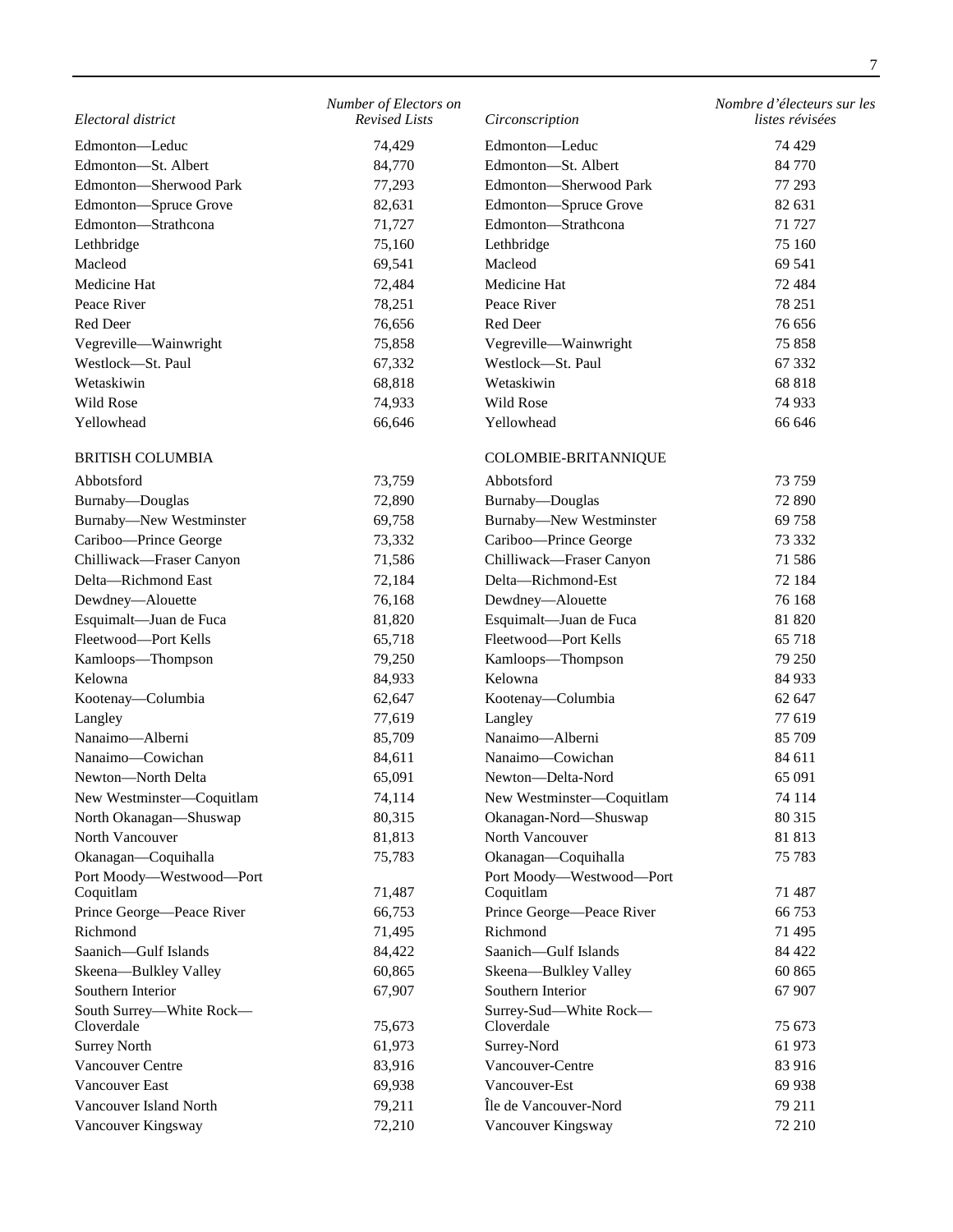| *Electoral district* | *Number of Electors on Revised Lists* | *Circonscription* | *Nombre d'électeurs sur les listes révisées* |
|---|---|---|---|
| Edmonton—Leduc | 74,429 | Edmonton—Leduc | 74 429 |
| Edmonton—St. Albert | 84,770 | Edmonton—St. Albert | 84 770 |
| Edmonton—Sherwood Park | 77,293 | Edmonton—Sherwood Park | 77 293 |
| Edmonton—Spruce Grove | 82,631 | Edmonton—Spruce Grove | 82 631 |
| Edmonton—Strathcona | 71,727 | Edmonton—Strathcona | 71 727 |
| Lethbridge | 75,160 | Lethbridge | 75 160 |
| Macleod | 69,541 | Macleod | 69 541 |
| Medicine Hat | 72,484 | Medicine Hat | 72 484 |
| Peace River | 78,251 | Peace River | 78 251 |
| Red Deer | 76,656 | Red Deer | 76 656 |
| Vegreville—Wainwright | 75,858 | Vegreville—Wainwright | 75 858 |
| Westlock—St. Paul | 67,332 | Westlock—St. Paul | 67 332 |
| Wetaskiwin | 68,818 | Wetaskiwin | 68 818 |
| Wild Rose | 74,933 | Wild Rose | 74 933 |
| Yellowhead | 66,646 | Yellowhead | 66 646 |
| BRITISH COLUMBIA | | COLOMBIE-BRITANNIQUE | |
| Abbotsford | 73,759 | Abbotsford | 73 759 |
| Burnaby—Douglas | 72,890 | Burnaby—Douglas | 72 890 |
| Burnaby—New Westminster | 69,758 | Burnaby—New Westminster | 69 758 |
| Cariboo—Prince George | 73,332 | Cariboo—Prince George | 73 332 |
| Chilliwack—Fraser Canyon | 71,586 | Chilliwack—Fraser Canyon | 71 586 |
| Delta—Richmond East | 72,184 | Delta—Richmond-Est | 72 184 |
| Dewdney—Alouette | 76,168 | Dewdney—Alouette | 76 168 |
| Esquimalt—Juan de Fuca | 81,820 | Esquimalt—Juan de Fuca | 81 820 |
| Fleetwood—Port Kells | 65,718 | Fleetwood—Port Kells | 65 718 |
| Kamloops—Thompson | 79,250 | Kamloops—Thompson | 79 250 |
| Kelowna | 84,933 | Kelowna | 84 933 |
| Kootenay—Columbia | 62,647 | Kootenay—Columbia | 62 647 |
| Langley | 77,619 | Langley | 77 619 |
| Nanaimo—Alberni | 85,709 | Nanaimo—Alberni | 85 709 |
| Nanaimo—Cowichan | 84,611 | Nanaimo—Cowichan | 84 611 |
| Newton—North Delta | 65,091 | Newton—Delta-Nord | 65 091 |
| New Westminster—Coquitlam | 74,114 | New Westminster—Coquitlam | 74 114 |
| North Okanagan—Shuswap | 80,315 | Okanagan-Nord—Shuswap | 80 315 |
| North Vancouver | 81,813 | North Vancouver | 81 813 |
| Okanagan—Coquihalla | 75,783 | Okanagan—Coquihalla | 75 783 |
| Port Moody—Westwood—Port Coquitlam | 71,487 | Port Moody—Westwood—Port Coquitlam | 71 487 |
| Prince George—Peace River | 66,753 | Prince George—Peace River | 66 753 |
| Richmond | 71,495 | Richmond | 71 495 |
| Saanich—Gulf Islands | 84,422 | Saanich—Gulf Islands | 84 422 |
| Skeena—Bulkley Valley | 60,865 | Skeena—Bulkley Valley | 60 865 |
| Southern Interior | 67,907 | Southern Interior | 67 907 |
| South Surrey—White Rock—Cloverdale | 75,673 | Surrey-Sud—White Rock—Cloverdale | 75 673 |
| Surrey North | 61,973 | Surrey-Nord | 61 973 |
| Vancouver Centre | 83,916 | Vancouver-Centre | 83 916 |
| Vancouver East | 69,938 | Vancouver-Est | 69 938 |
| Vancouver Island North | 79,211 | Île de Vancouver-Nord | 79 211 |
| Vancouver Kingsway | 72,210 | Vancouver Kingsway | 72 210 |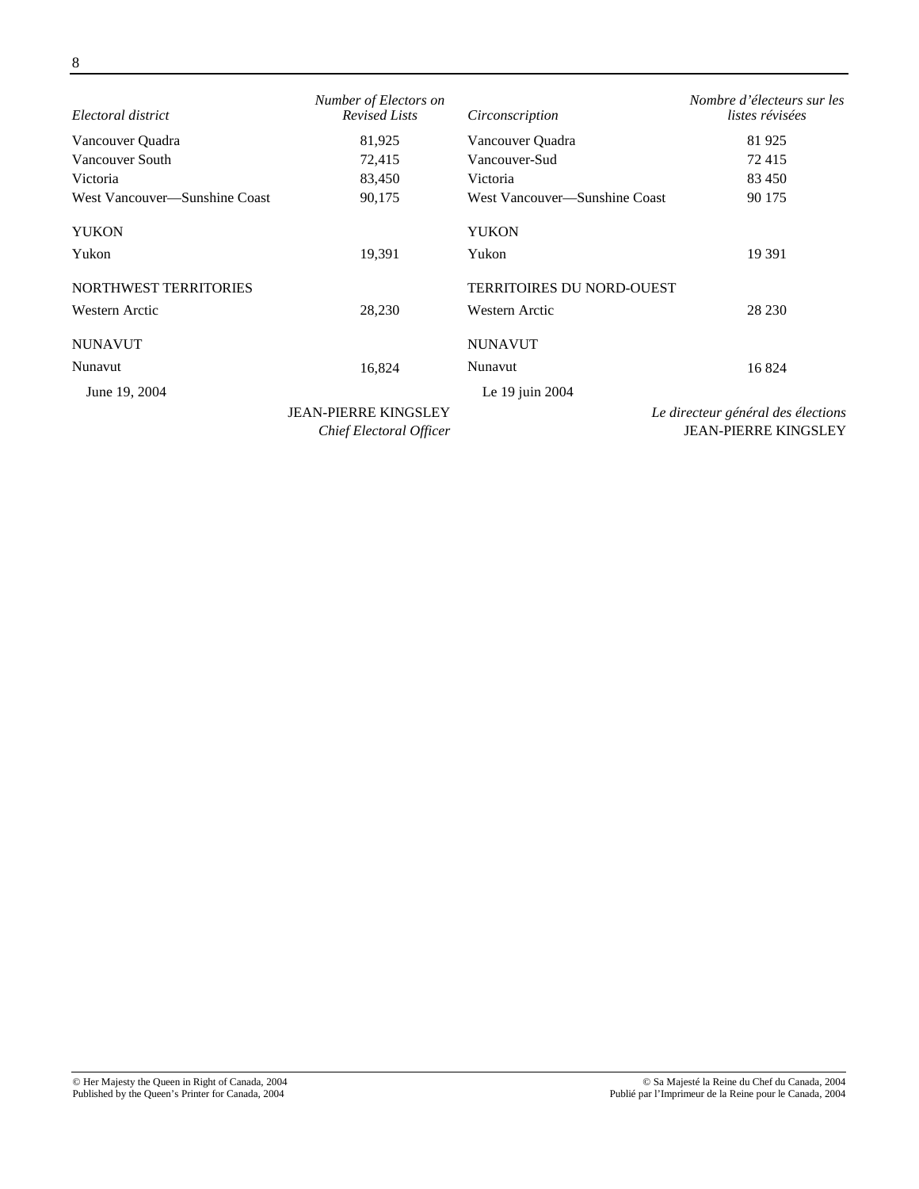| Electoral district | Number of Electors on Revised Lists | Circonscription | Nombre d'électeurs sur les listes révisées |
|---|---|---|---|
| Vancouver Quadra | 81,925 | Vancouver Quadra | 81 925 |
| Vancouver South | 72,415 | Vancouver-Sud | 72 415 |
| Victoria | 83,450 | Victoria | 83 450 |
| West Vancouver—Sunshine Coast | 90,175 | West Vancouver—Sunshine Coast | 90 175 |
| YUKON | | YUKON | |
| Yukon | 19,391 | Yukon | 19 391 |
| NORTHWEST TERRITORIES | | TERRITOIRES DU NORD-OUEST | |
| Western Arctic | 28,230 | Western Arctic | 28 230 |
| NUNAVUT | | NUNAVUT | |
| Nunavut | 16,824 | Nunavut | 16 824 |

June 19, 2004

JEAN-PIERRE KINGSLEY
*Chief Electoral Officer*

Le 19 juin 2004

*Le directeur général des élections*
JEAN-PIERRE KINGSLEY

© Her Majesty the Queen in Right of Canada, 2004
Published by the Queen's Printer for Canada, 2004

© Sa Majesté la Reine du Chef du Canada, 2004
Publié par l'Imprimeur de la Reine pour le Canada, 2004